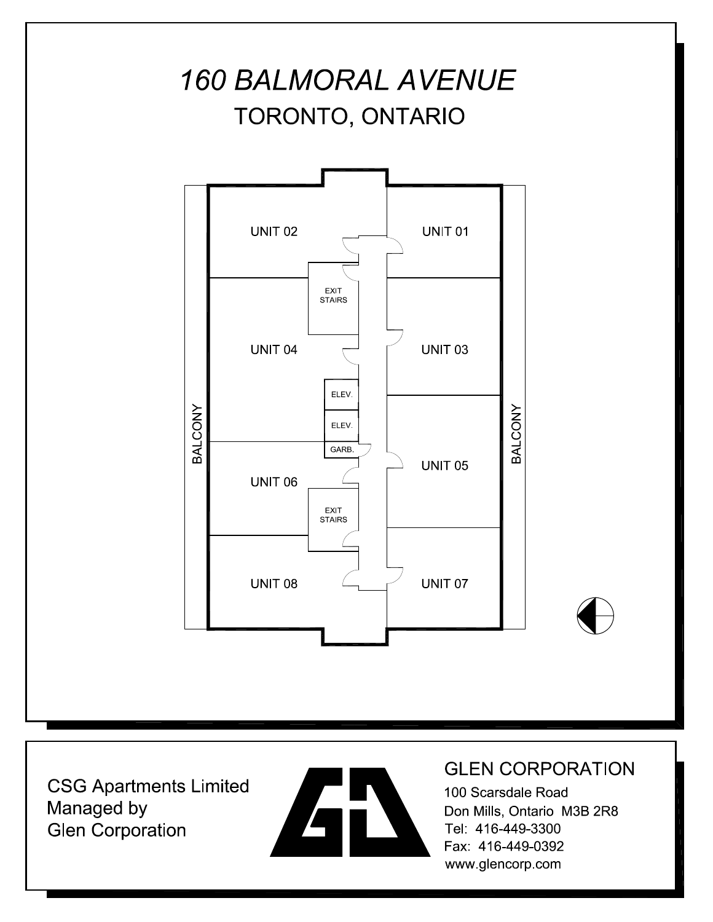# *160 BALMORAL AVENUE*

## TORONTO, ONTARIO

UNIT 02

UNIT 01

EXIT STAIRS

UNIT 04

UNIT 03

ELEV.

ELEV.

GARB.

BALCONY

BALCONY

UNIT 06

UNIT 05

EXIT STAIRS

UNIT 08

UNIT 07

CSG Apartments Limited
Managed by
Glen Corporation

GLEN CORPORATION
100 Scarsdale Road
Don Mills, Ontario M3B 2R8
Tel: 416-449-3300
Fax: 416-449-0392
www.glencorp.com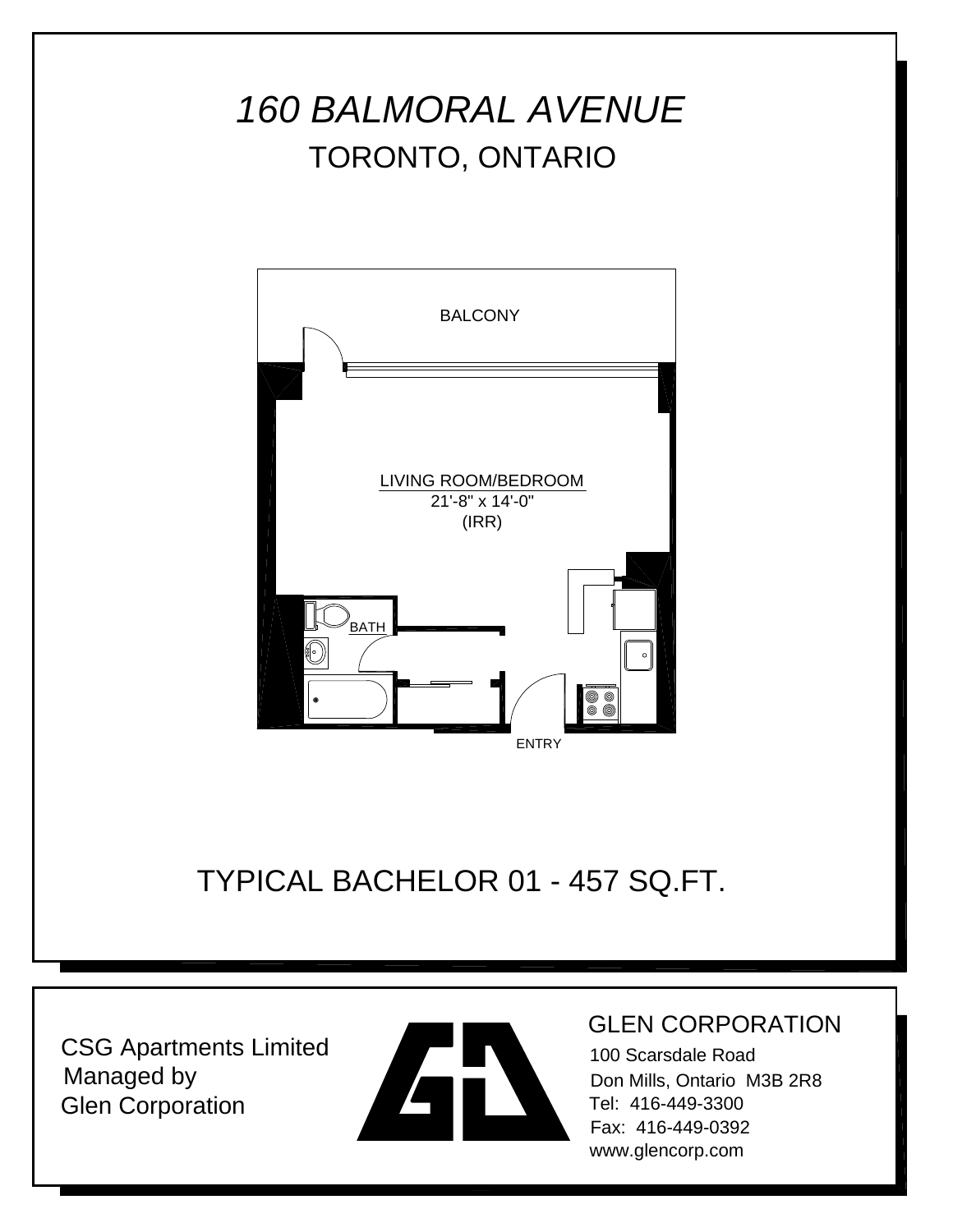# *160 BALMORAL AVENUE*

## TORONTO, ONTARIO

BALCONY

LIVING ROOM/BEDROOM
21'-8" x 14'-0"
(IRR)

BATH

ENTRY

## TYPICAL BACHELOR 01 - 457 SQ.FT.

CSG Apartments Limited
Managed by
Glen Corporation

GLEN CORPORATION
100 Scarsdale Road
Don Mills, Ontario M3B 2R8
Tel: 416-449-3300
Fax: 416-449-0392
www.glencorp.com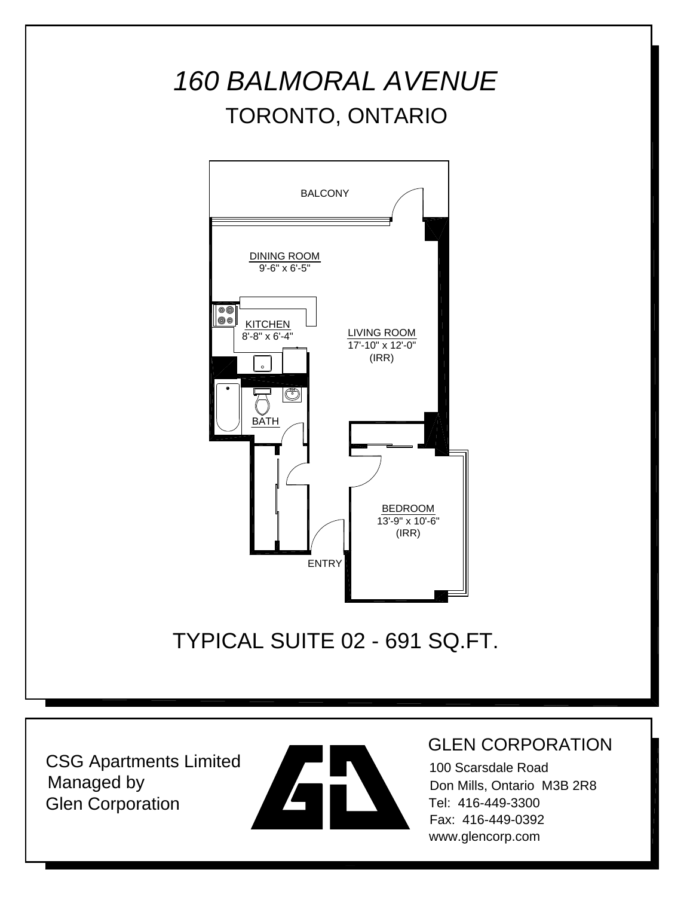# *160 BALMORAL AVENUE*

## TORONTO, ONTARIO

BALCONY

DINING ROOM
9'-6" x 6'-5"

KITCHEN
8'-8" x 6'-4"

LIVING ROOM
17'-10" x 12'-0"
(IRR)

BATH

BEDROOM
13'-9" x 10'-6"
(IRR)

ENTRY

## TYPICAL SUITE 02 - 691 SQ.FT.

CSG Apartments Limited
Managed by
Glen Corporation

GLEN CORPORATION

100 Scarsdale Road
Don Mills, Ontario M3B 2R8
Tel: 416-449-3300
Fax: 416-449-0392
www.glencorp.com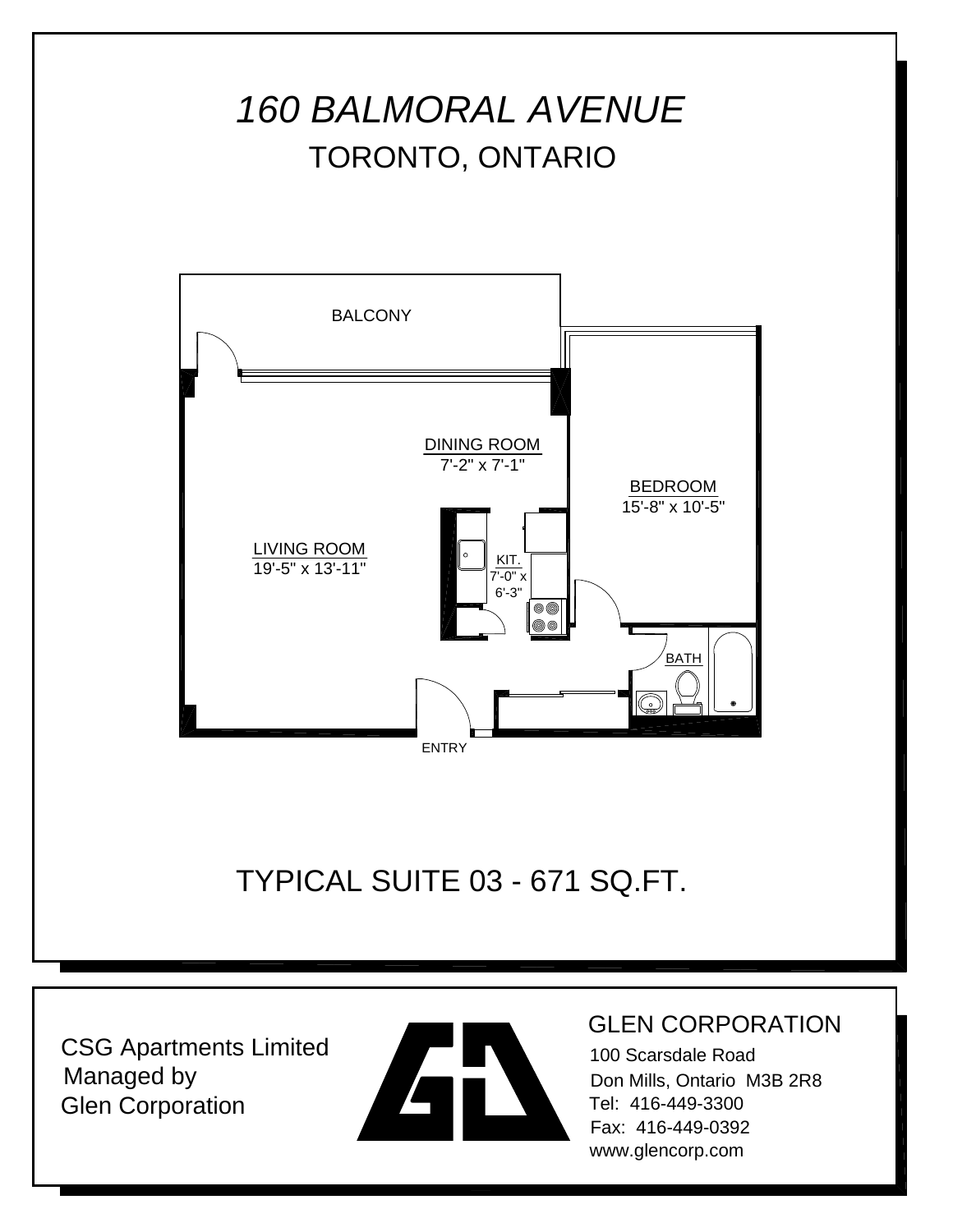# *160 BALMORAL AVENUE*

## TORONTO, ONTARIO

BALCONY

DINING ROOM
7'-2" x 7'-1"

BEDROOM
15'-8" x 10'-5"

LIVING ROOM
19'-5" x 13'-11"

KIT.
7'-0" x 6'-3"

BATH

ENTRY

## TYPICAL SUITE 03 - 671 SQ.FT.

CSG Apartments Limited
Managed by
Glen Corporation

GLEN CORPORATION
100 Scarsdale Road
Don Mills, Ontario M3B 2R8
Tel: 416-449-3300
Fax: 416-449-0392
www.glencorp.com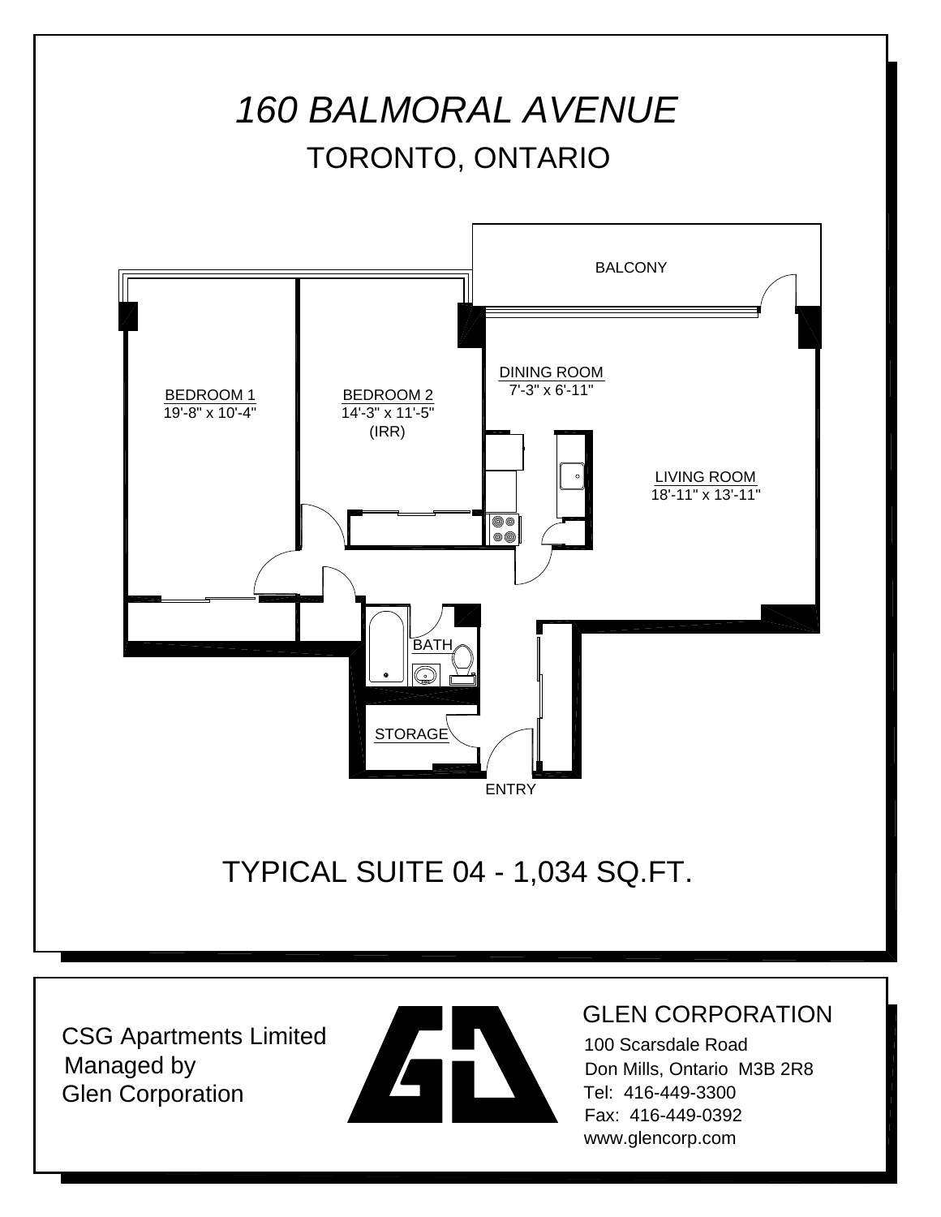# *160 BALMORAL AVENUE*

## TORONTO, ONTARIO

BALCONY

DINING ROOM
7'-3" x 6'-11"

BEDROOM 1
19'-8" x 10'-4"

BEDROOM 2
14'-3" x 11'-5"
(IRR)

LIVING ROOM
18'-11" x 13'-11"

BATH

STORAGE

ENTRY

## TYPICAL SUITE 04 - 1,034 SQ.FT.

CSG Apartments Limited
Managed by
Glen Corporation

GLEN CORPORATION
100 Scarsdale Road
Don Mills, Ontario M3B 2R8
Tel: 416-449-3300
Fax: 416-449-0392
www.glencorp.com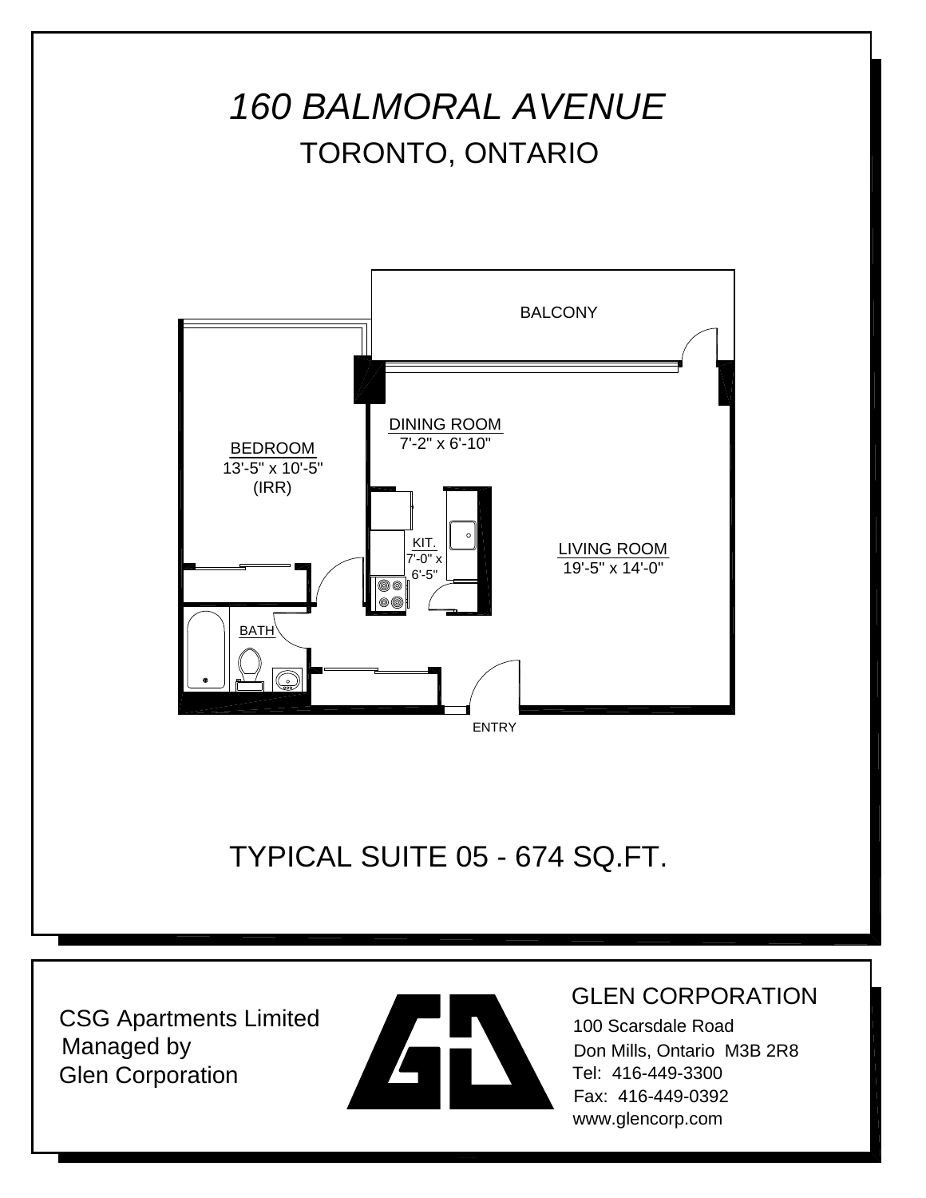# *160 BALMORAL AVENUE*

## TORONTO, ONTARIO

BALCONY

DINING ROOM
7'-2" x 6'-10"

BEDROOM
13'-5" x 10'-5"
(IRR)

KIT.
7'-0" x
6'-5"

LIVING ROOM
19'-5" x 14'-0"

BATH

ENTRY

## TYPICAL SUITE 05 - 674 SQ.FT.

CSG Apartments Limited
Managed by
Glen Corporation

GLEN CORPORATION
100 Scarsdale Road
Don Mills, Ontario M3B 2R8
Tel: 416-449-3300
Fax: 416-449-0392
www.glencorp.com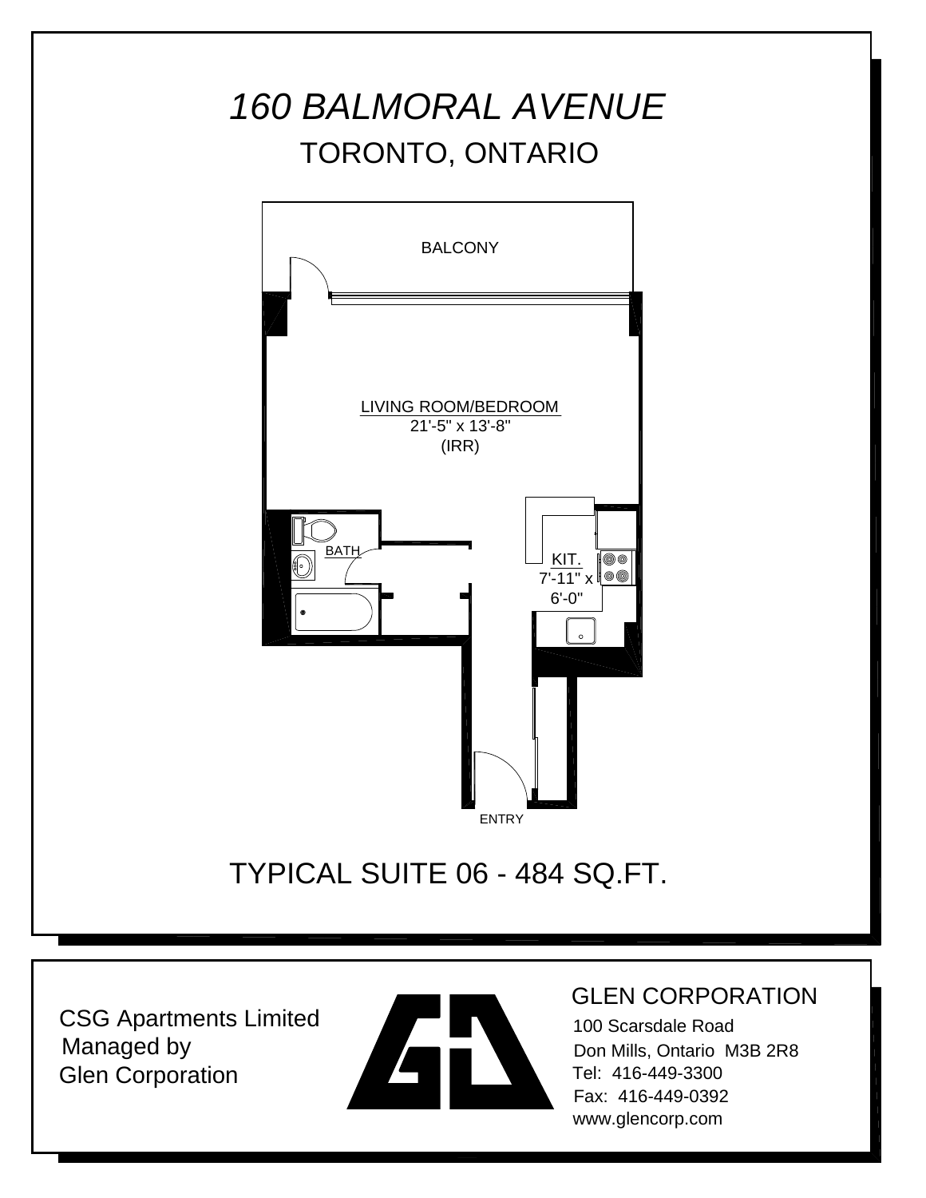# *160 BALMORAL AVENUE*

## TORONTO, ONTARIO

BALCONY

LIVING ROOM/BEDROOM
21'-5" x 13'-8"
(IRR)

BATH

KIT.
7'-11" x
6'-0"

ENTRY

## TYPICAL SUITE 06 - 484 SQ.FT.

CSG Apartments Limited
Managed by
Glen Corporation

GLEN CORPORATION
100 Scarsdale Road
Don Mills, Ontario M3B 2R8
Tel: 416-449-3300
Fax: 416-449-0392
www.glencorp.com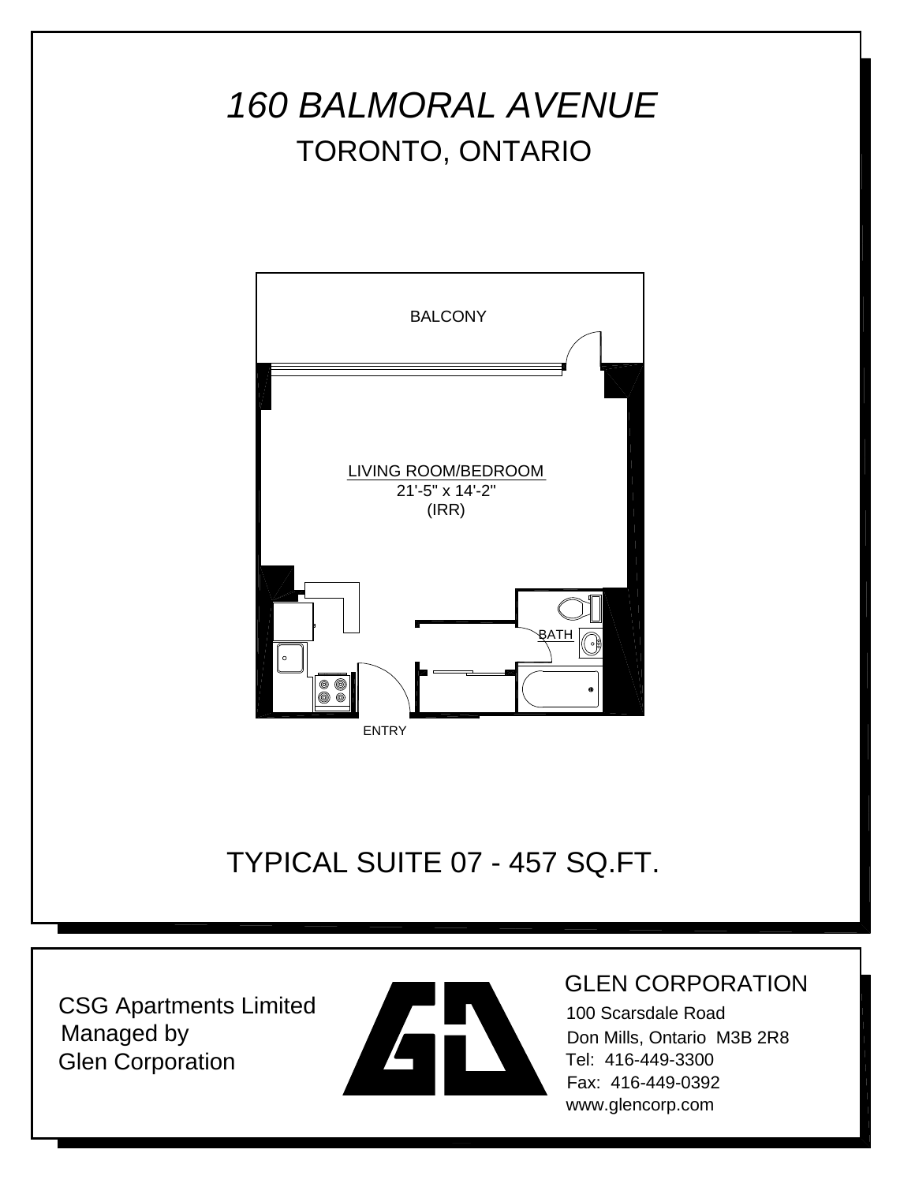# *160 BALMORAL AVENUE*

## TORONTO, ONTARIO

BALCONY

LIVING ROOM/BEDROOM
21'-5" x 14'-2"
(IRR)

BATH

ENTRY

## TYPICAL SUITE 07 - 457 SQ.FT.

CSG Apartments Limited
Managed by
Glen Corporation

GLEN CORPORATION
100 Scarsdale Road
Don Mills, Ontario M3B 2R8
Tel: 416-449-3300
Fax: 416-449-0392
www.glencorp.com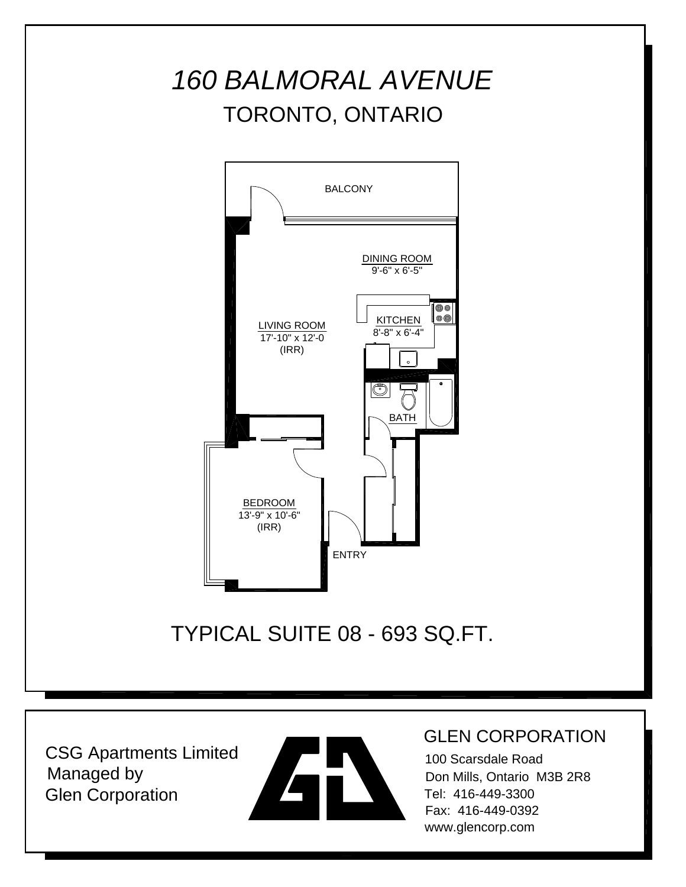# *160 BALMORAL AVENUE*

## TORONTO, ONTARIO

BALCONY

DINING ROOM
9'-6" x 6'-5"

KITCHEN
8'-8" x 6'-4"

LIVING ROOM
17'-10" x 12'-0
(IRR)

BATH

BEDROOM
13'-9" x 10'-6"
(IRR)

ENTRY

## TYPICAL SUITE 08 - 693 SQ.FT.

CSG Apartments Limited
Managed by
Glen Corporation

GLEN CORPORATION
100 Scarsdale Road
Don Mills, Ontario M3B 2R8
Tel: 416-449-3300
Fax: 416-449-0392
www.glencorp.com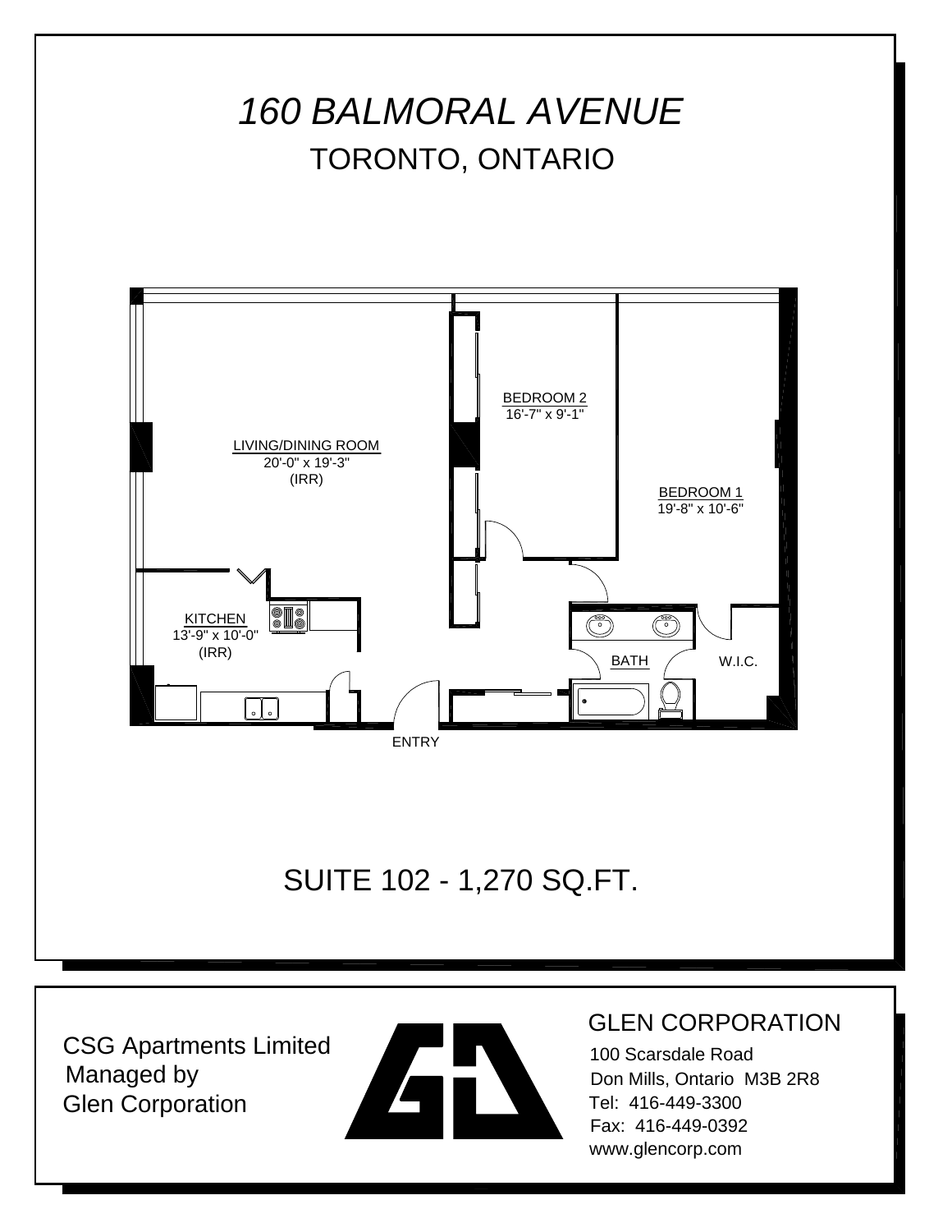# *160 BALMORAL AVENUE*

## TORONTO, ONTARIO

LIVING/DINING ROOM
20'-0" x 19'-3"
(IRR)

BEDROOM 2
16'-7" x 9'-1"

BEDROOM 1
19'-8" x 10'-6"

KITCHEN
13'-9" x 10'-0"
(IRR)

BATH

W.I.C.

ENTRY

## SUITE 102 - 1,270 SQ.FT.

CSG Apartments Limited
Managed by
Glen Corporation

GLEN CORPORATION
100 Scarsdale Road
Don Mills, Ontario M3B 2R8
Tel: 416-449-3300
Fax: 416-449-0392
www.glencorp.com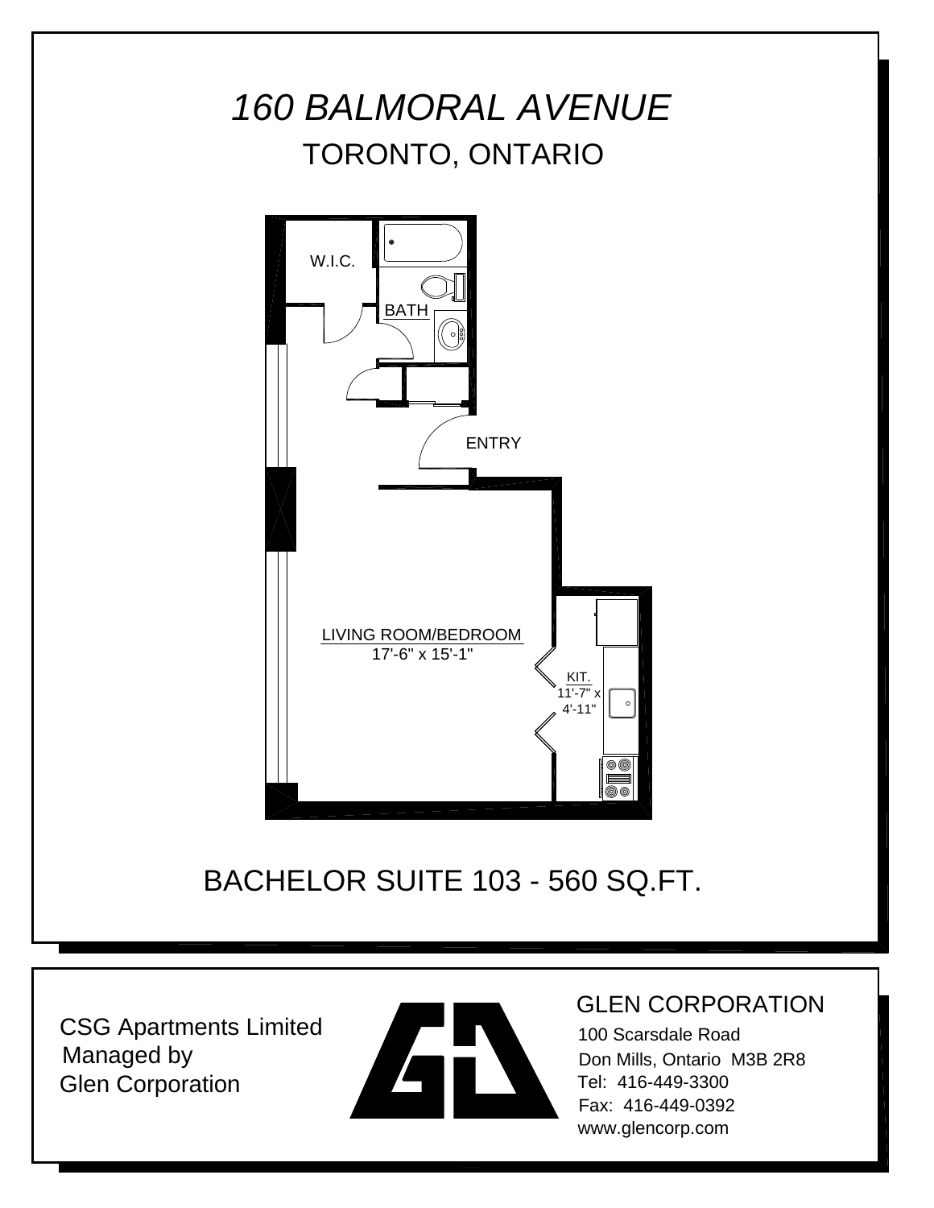# *160 BALMORAL AVENUE*

## TORONTO, ONTARIO

W.I.C.

BATH

ENTRY

LIVING ROOM/BEDROOM
17'-6" x 15'-1"

KIT.
11'-7" x
4'-11"

## BACHELOR SUITE 103 - 560 SQ.FT.

CSG Apartments Limited
Managed by
Glen Corporation

GLEN CORPORATION
100 Scarsdale Road
Don Mills, Ontario M3B 2R8
Tel: 416-449-3300
Fax: 416-449-0392
www.glencorp.com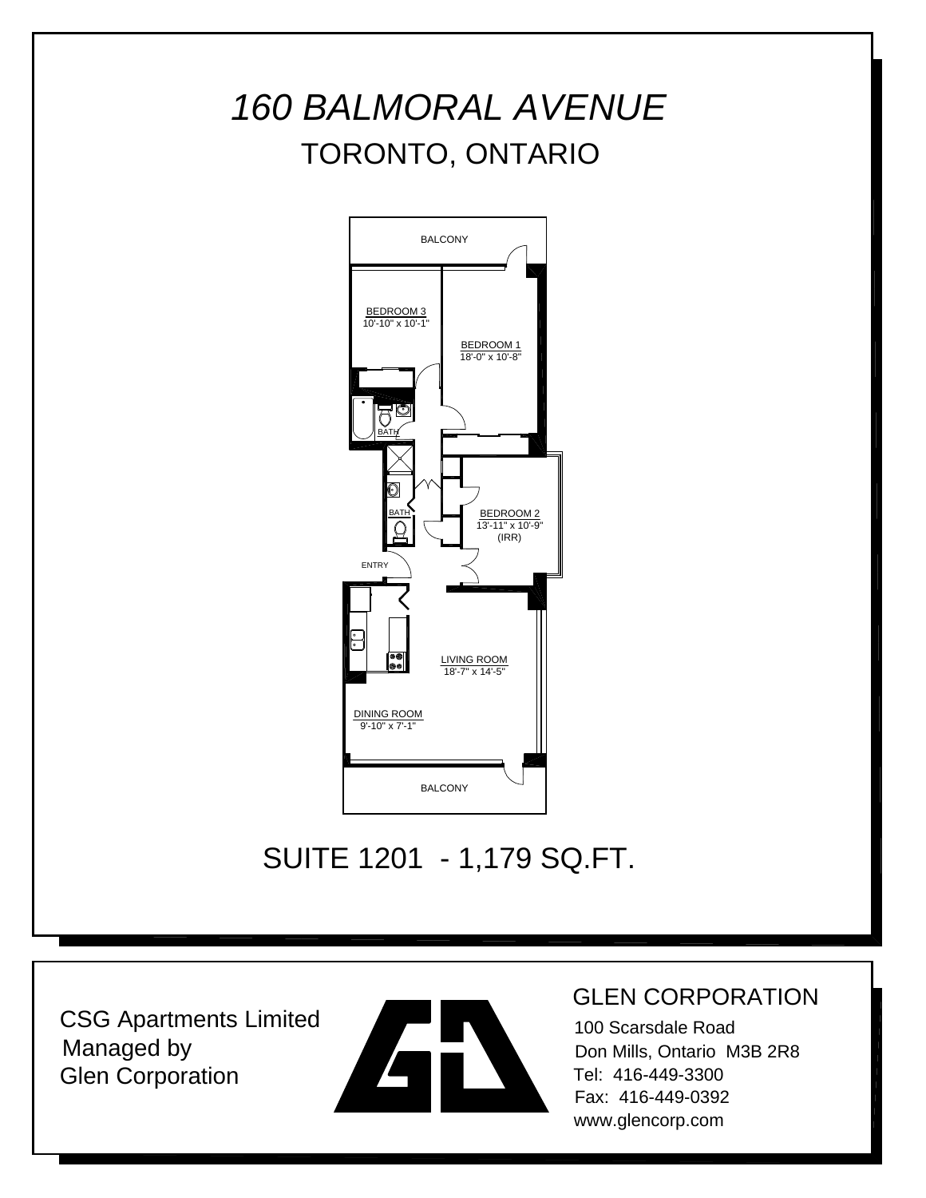# *160 BALMORAL AVENUE*

## TORONTO, ONTARIO

BALCONY

BEDROOM 3
10'-10" x 10'-1"

BEDROOM 1
18'-0" x 10'-8"

BATH

BATH

BEDROOM 2
13'-11" x 10'-9"
(IRR)

ENTRY

LIVING ROOM
18'-7" x 14'-5"

DINING ROOM
9'-10" x 7'-1"

BALCONY

## SUITE 1201 - 1,179 SQ.FT.

CSG Apartments Limited
Managed by
Glen Corporation

GLEN CORPORATION
100 Scarsdale Road
Don Mills, Ontario M3B 2R8
Tel: 416-449-3300
Fax: 416-449-0392
www.glencorp.com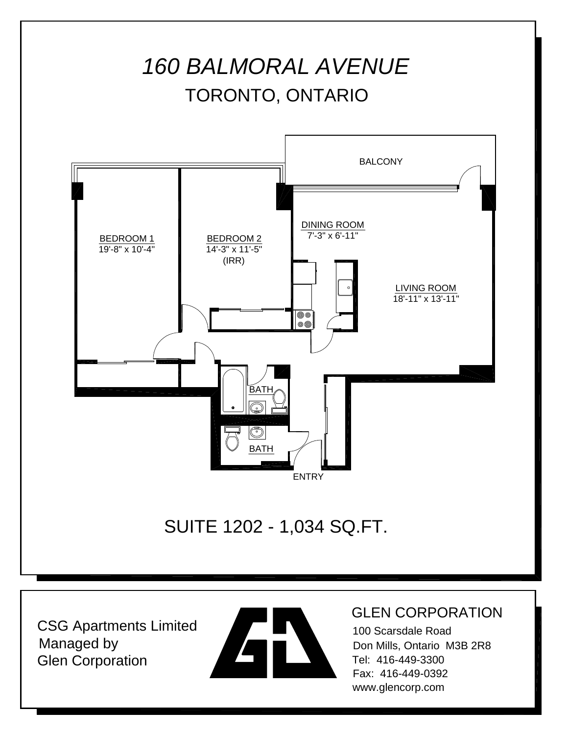# *160 BALMORAL AVENUE*

## TORONTO, ONTARIO

BALCONY

DINING ROOM
7'-3" x 6'-11"

BEDROOM 1
19'-8" x 10'-4"

BEDROOM 2
14'-3" x 11'-5"
(IRR)

LIVING ROOM
18'-11" x 13'-11"

BATH

BATH

ENTRY

## SUITE 1202 - 1,034 SQ.FT.

CSG Apartments Limited
Managed by
Glen Corporation

GLEN CORPORATION
100 Scarsdale Road
Don Mills, Ontario M3B 2R8
Tel: 416-449-3300
Fax: 416-449-0392
www.glencorp.com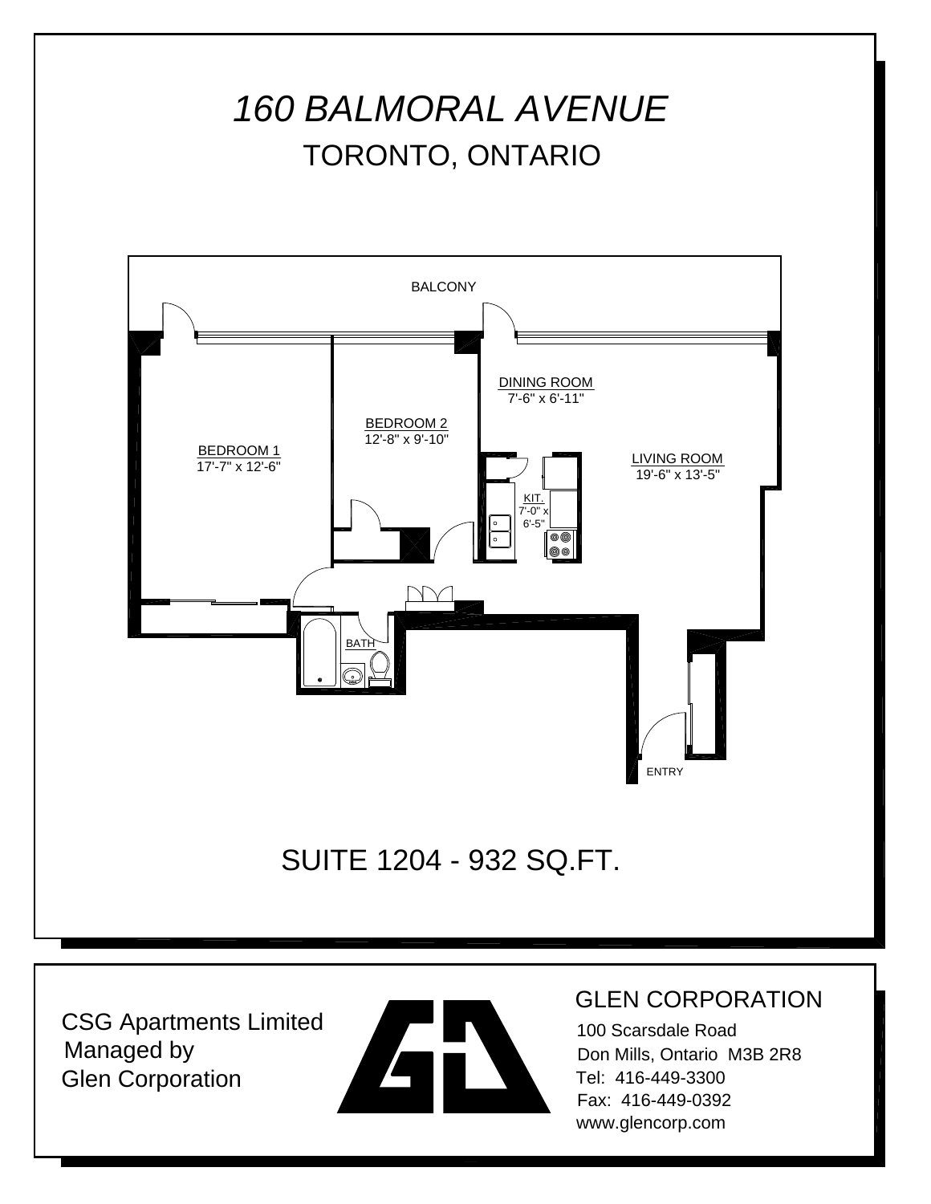# *160 BALMORAL AVENUE*

## TORONTO, ONTARIO

BALCONY

BEDROOM 1
17'-7" x 12'-6"

BEDROOM 2
12'-8" x 9'-10"

DINING ROOM
7'-6" x 6'-11"

LIVING ROOM
19'-6" x 13'-5"

KIT.
7'-0" x
6'-5"

BATH

ENTRY

## SUITE 1204 - 932 SQ.FT.

CSG Apartments Limited
Managed by
Glen Corporation

GLEN CORPORATION
100 Scarsdale Road
Don Mills, Ontario M3B 2R8
Tel: 416-449-3300
Fax: 416-449-0392
www.glencorp.com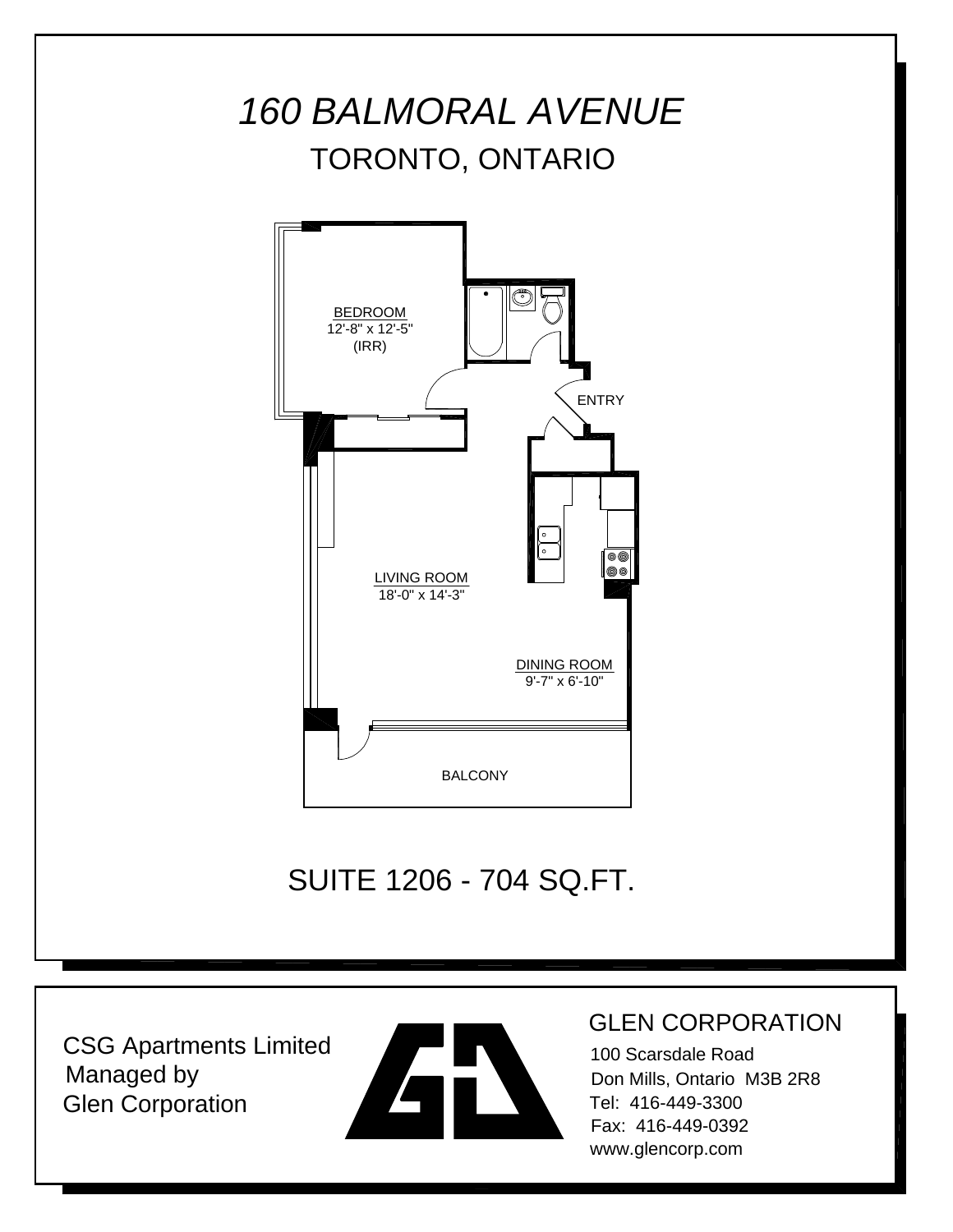# *160 BALMORAL AVENUE*

## TORONTO, ONTARIO

BEDROOM
12'-8" x 12'-5"
(IRR)

ENTRY

LIVING ROOM
18'-0" x 14'-3"

DINING ROOM
9'-7" x 6'-10"

BALCONY

## SUITE 1206 - 704 SQ.FT.

CSG Apartments Limited
Managed by
Glen Corporation

GLEN CORPORATION
100 Scarsdale Road
Don Mills, Ontario M3B 2R8
Tel: 416-449-3300
Fax: 416-449-0392
www.glencorp.com